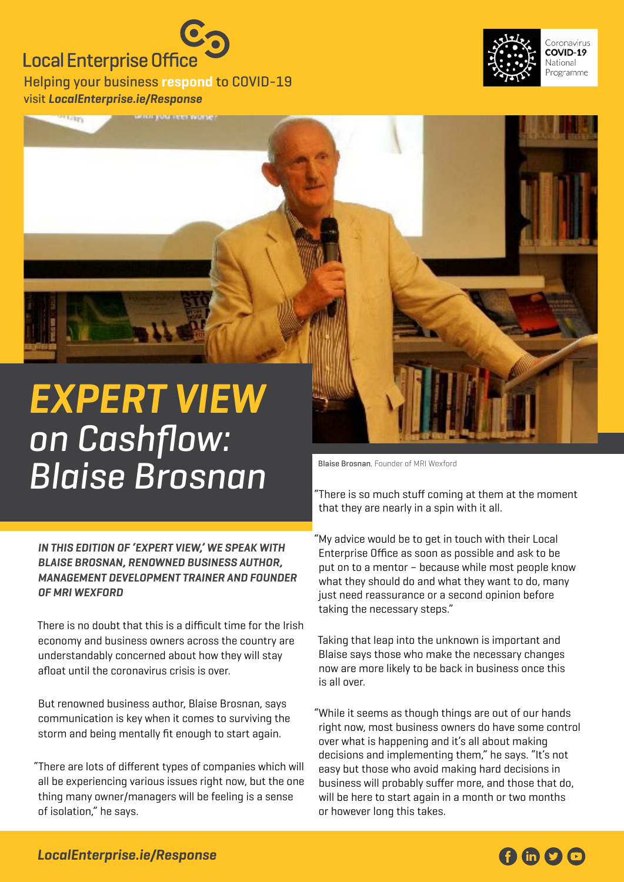Local Enterprise Office

Helping your business **respond** to COVID-19
visit ***LocalEnterprise.ie/Response***

Coronavirus **COVID-19** National Programme

# *EXPERT VIEW on Cashflow: Blaise Brosnan*

Blaise Brosnan, Founder of MRI Wexford

***IN THIS EDITION OF 'EXPERT VIEW,' WE SPEAK WITH BLAISE BROSNAN, RENOWNED BUSINESS AUTHOR, MANAGEMENT DEVELOPMENT TRAINER AND FOUNDER OF MRI WEXFORD***

There is no doubt that this is a difficult time for the Irish economy and business owners across the country are understandably concerned about how they will stay afloat until the coronavirus crisis is over.

But renowned business author, Blaise Brosnan, says communication is key when it comes to surviving the storm and being mentally fit enough to start again.

"There are lots of different types of companies which will all be experiencing various issues right now, but the one thing many owner/managers will be feeling is a sense of isolation," he says.

"There is so much stuff coming at them at the moment that they are nearly in a spin with it all.

"My advice would be to get in touch with their Local Enterprise Office as soon as possible and ask to be put on to a mentor – because while most people know what they should do and what they want to do, many just need reassurance or a second opinion before taking the necessary steps."

Taking that leap into the unknown is important and Blaise says those who make the necessary changes now are more likely to be back in business once this is all over.

"While it seems as though things are out of our hands right now, most business owners do have some control over what is happening and it's all about making decisions and implementing them," he says. "It's not easy but those who avoid making hard decisions in business will probably suffer more, and those that do, will be here to start again in a month or two months or however long this takes.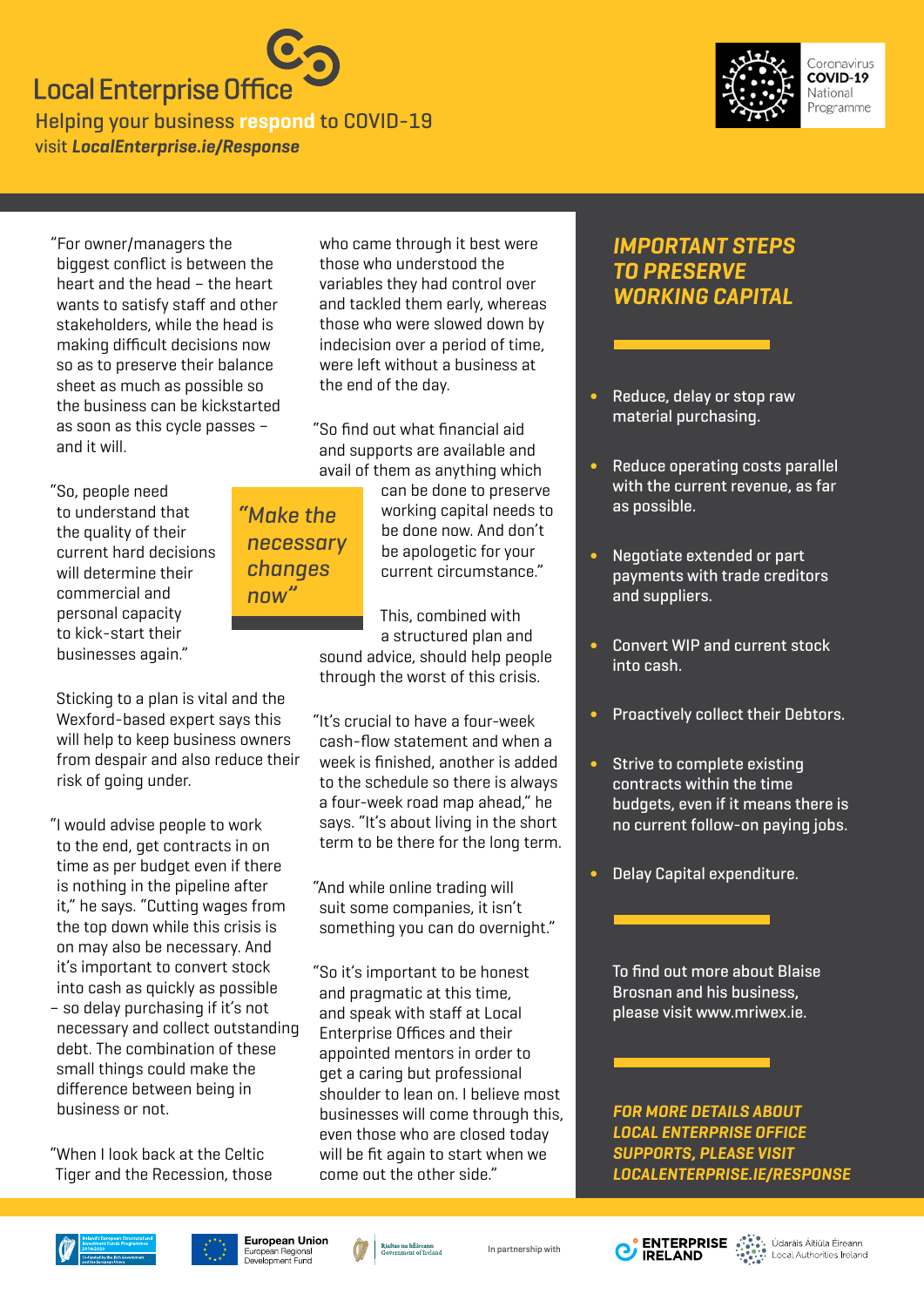Local Enterprise Office

Helping your business **respond** to COVID-19
visit ***LocalEnterprise.ie/Response***

Coronavirus **COVID-19** National Programme

"For owner/managers the biggest conflict is between the heart and the head – the heart wants to satisfy staff and other stakeholders, while the head is making difficult decisions now so as to preserve their balance sheet as much as possible so the business can be kickstarted as soon as this cycle passes – and it will.

"So, people need to understand that the quality of their current hard decisions will determine their commercial and personal capacity to kick-start their businesses again."

> *"Make the necessary changes now"*

Sticking to a plan is vital and the Wexford-based expert says this will help to keep business owners from despair and also reduce their risk of going under.

"I would advise people to work to the end, get contracts in on time as per budget even if there is nothing in the pipeline after it," he says. "Cutting wages from the top down while this crisis is on may also be necessary. And it's important to convert stock into cash as quickly as possible – so delay purchasing if it's not necessary and collect outstanding debt. The combination of these small things could make the difference between being in business or not.

"When I look back at the Celtic Tiger and the Recession, those who came through it best were those who understood the variables they had control over and tackled them early, whereas those who were slowed down by indecision over a period of time, were left without a business at the end of the day.

"So find out what financial aid and supports are available and avail of them as anything which can be done to preserve working capital needs to be done now. And don't be apologetic for your current circumstance."

This, combined with a structured plan and sound advice, should help people through the worst of this crisis.

"It's crucial to have a four-week cash-flow statement and when a week is finished, another is added to the schedule so there is always a four-week road map ahead," he says. "It's about living in the short term to be there for the long term.

"And while online trading will suit some companies, it isn't something you can do overnight."

"So it's important to be honest and pragmatic at this time, and speak with staff at Local Enterprise Offices and their appointed mentors in order to get a caring but professional shoulder to lean on. I believe most businesses will come through this, even those who are closed today will be fit again to start when we come out the other side."

## *IMPORTANT STEPS TO PRESERVE WORKING CAPITAL*

- Reduce, delay or stop raw material purchasing.
- Reduce operating costs parallel with the current revenue, as far as possible.
- Negotiate extended or part payments with trade creditors and suppliers.
- Convert WIP and current stock into cash.
- Proactively collect their Debtors.
- Strive to complete existing contracts within the time budgets, even if it means there is no current follow-on paying jobs.
- Delay Capital expenditure.

To find out more about Blaise Brosnan and his business, please visit www.mriwex.ie.

***FOR MORE DETAILS ABOUT LOCAL ENTERPRISE OFFICE SUPPORTS, PLEASE VISIT LOCALENTERPRISE.IE/RESPONSE***

European Union European Regional Development Fund

In partnership with ENTERPRISE IRELAND · Údaráis Áitiúla Éireann Local Authorities Ireland